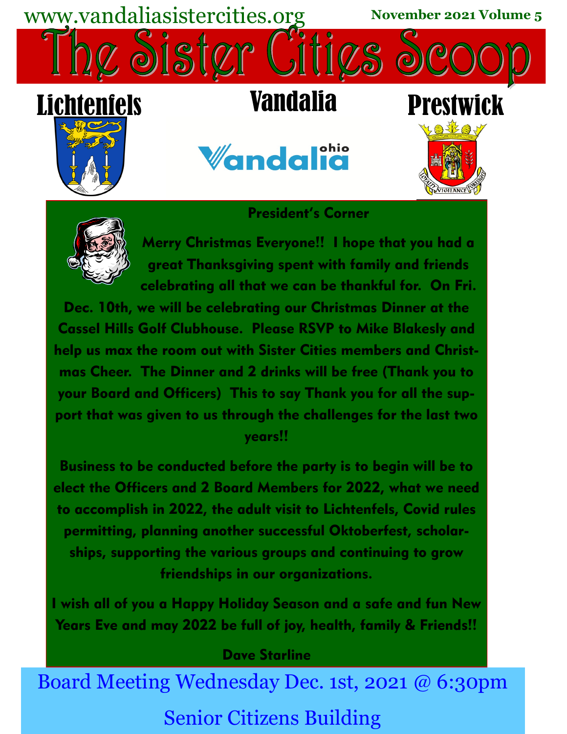www.vandaliasistercities.org

November 2021 Volume 5

# The Sister Cities Scoop

**Lichtenfels** | **Vandalia** | **Prestwick**

## President's Corner

Merry Christmas Everyone!! I hope that you had a great Thanksgiving spent with family and friends celebrating all that we can be thankful for. On Fri. Dec. 10th, we will be celebrating our Christmas Dinner at the Cassel Hills Golf Clubhouse. Please RSVP to Mike Blakesly and help us max the room out with Sister Cities members and Christmas Cheer. The Dinner and 2 drinks will be free (Thank you to your Board and Officers) This to say Thank you for all the support that was given to us through the challenges for the last two years!!

Business to be conducted before the party is to begin will be to elect the Officers and 2 Board Members for 2022, what we need to accomplish in 2022, the adult visit to Lichtenfels, Covid rules permitting, planning another successful Oktoberfest, scholarships, supporting the various groups and continuing to grow friendships in our organizations.

I wish all of you a Happy Holiday Season and a safe and fun New Years Eve and may 2022 be full of joy, health, family & Friends!!

Dave Starline

Board Meeting Wednesday Dec. 1st, 2021 @ 6:30pm

Senior Citizens Building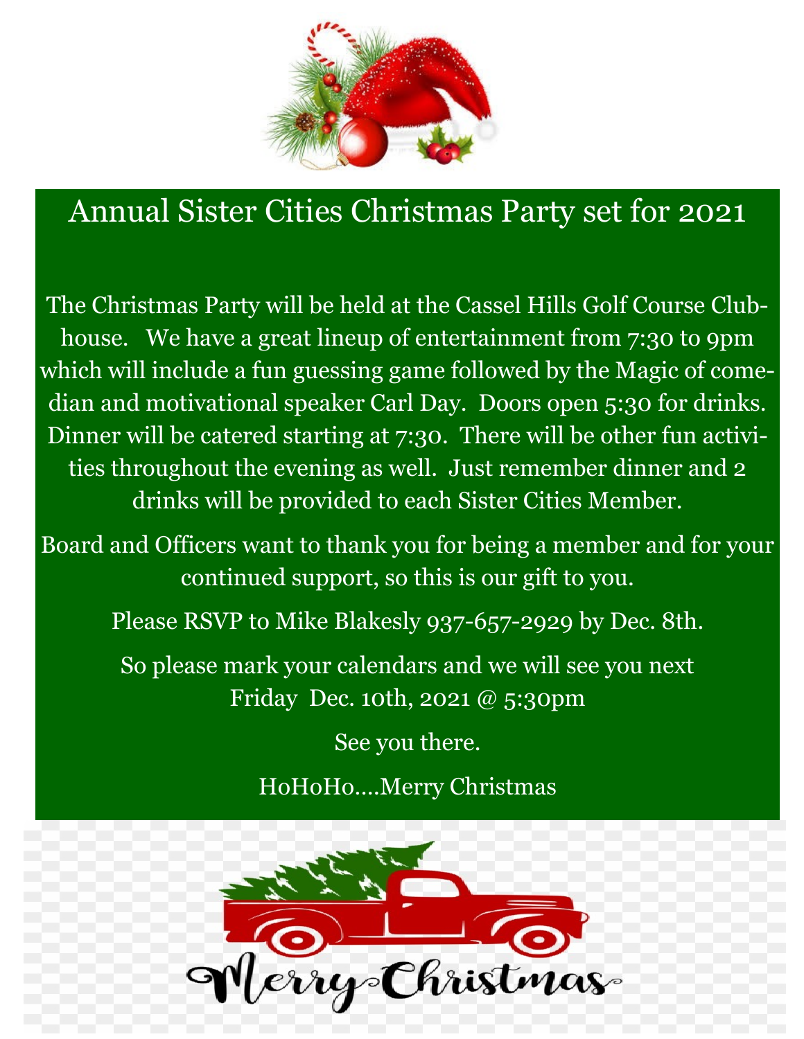# Annual Sister Cities Christmas Party set for 2021

The Christmas Party will be held at the Cassel Hills Golf Course Clubhouse. We have a great lineup of entertainment from 7:30 to 9pm which will include a fun guessing game followed by the Magic of comedian and motivational speaker Carl Day. Doors open 5:30 for drinks. Dinner will be catered starting at 7:30. There will be other fun activities throughout the evening as well. Just remember dinner and 2 drinks will be provided to each Sister Cities Member.

Board and Officers want to thank you for being a member and for your continued support, so this is our gift to you.

Please RSVP to Mike Blakesly 937-657-2929 by Dec. 8th.

So please mark your calendars and we will see you next Friday Dec. 10th, 2021 @ 5:30pm

See you there.

HoHoHo….Merry Christmas

Merry Christmas